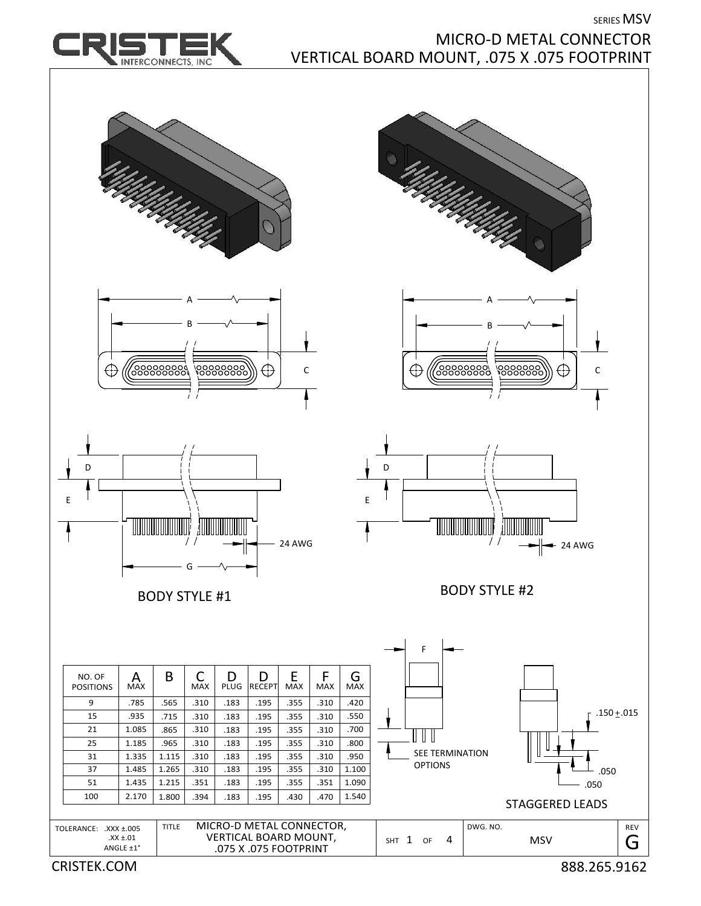SERIES MSV

# MICRO-D METAL CONNECTOR
## VERTICAL BOARD MOUNT, .075 X .075 FOOTPRINT

A

B

C

D

E

24 AWG

G

BODY STYLE #1

A

B

C

D

E

24 AWG

BODY STYLE #2

| NO. OF POSITIONS | A MAX | B | C MAX | D PLUG | D RECEPT | E MAX | F MAX | G MAX |
|---|---|---|---|---|---|---|---|---|
| 9 | .785 | .565 | .310 | .183 | .195 | .355 | .310 | .420 |
| 15 | .935 | .715 | .310 | .183 | .195 | .355 | .310 | .550 |
| 21 | 1.085 | .865 | .310 | .183 | .195 | .355 | .310 | .700 |
| 25 | 1.185 | .965 | .310 | .183 | .195 | .355 | .310 | .800 |
| 31 | 1.335 | 1.115 | .310 | .183 | .195 | .355 | .310 | .950 |
| 37 | 1.485 | 1.265 | .310 | .183 | .195 | .355 | .310 | 1.100 |
| 51 | 1.435 | 1.215 | .351 | .183 | .195 | .355 | .351 | 1.090 |
| 100 | 2.170 | 1.800 | .394 | .183 | .195 | .430 | .470 | 1.540 |

F

SEE TERMINATION OPTIONS

.150 ± .015

.050

.050

STAGGERED LEADS

| TOLERANCE: .XXX ±.005 .XX ±.01 ANGLE ±1° | TITLE MICRO-D METAL CONNECTOR, VERTICAL BOARD MOUNT, .075 X .075 FOOTPRINT | SHT 1 OF 4 | DWG. NO. MSV | REV G |
|---|---|---|---|---|

CRISTEK.COM

888.265.9162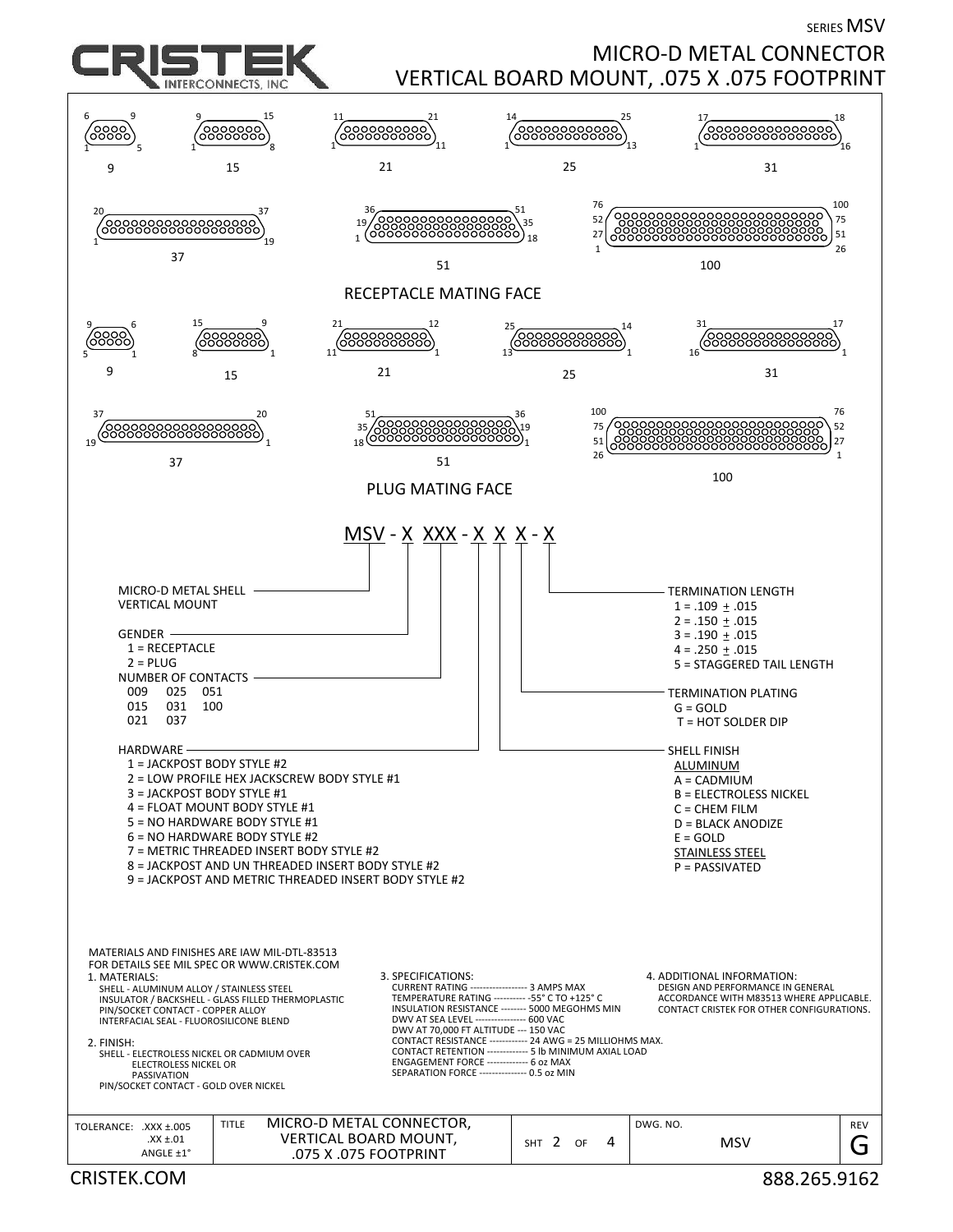SERIES MSV

# MICRO-D METAL CONNECTOR
## VERTICAL BOARD MOUNT, .075 X .075 FOOTPRINT

9 15 21 25 31

37 51 100

RECEPTACLE MATING FACE

9 15 21 25 31

37 51 100

PLUG MATING FACE

**MSV - X XXX - X X X - X**

MICRO-D METAL SHELL VERTICAL MOUNT

GENDER
- 1 = RECEPTACLE
- 2 = PLUG

NUMBER OF CONTACTS

| | | |
|---|---|---|
| 009 | 025 | 051 |
| 015 | 031 | 100 |
| 021 | 037 | |

HARDWARE
- 1 = JACKPOST BODY STYLE #2
- 2 = LOW PROFILE HEX JACKSCREW BODY STYLE #1
- 3 = JACKPOST BODY STYLE #1
- 4 = FLOAT MOUNT BODY STYLE #1
- 5 = NO HARDWARE BODY STYLE #1
- 6 = NO HARDWARE BODY STYLE #2
- 7 = METRIC THREADED INSERT BODY STYLE #2
- 8 = JACKPOST AND UN THREADED INSERT BODY STYLE #2
- 9 = JACKPOST AND METRIC THREADED INSERT BODY STYLE #2

TERMINATION LENGTH
- 1 = .109 ± .015
- 2 = .150 ± .015
- 3 = .190 ± .015
- 4 = .250 ± .015
- 5 = STAGGERED TAIL LENGTH

TERMINATION PLATING
- G = GOLD
- T = HOT SOLDER DIP

SHELL FINISH

ALUMINUM
- A = CADMIUM
- B = ELECTROLESS NICKEL
- C = CHEM FILM
- D = BLACK ANODIZE
- E = GOLD

STAINLESS STEEL
- P = PASSIVATED

MATERIALS AND FINISHES ARE IAW MIL-DTL-83513
FOR DETAILS SEE MIL SPEC OR WWW.CRISTEK.COM

1. MATERIALS:
   - SHELL - ALUMINUM ALLOY / STAINLESS STEEL
   - INSULATOR / BACKSHELL - GLASS FILLED THERMOPLASTIC
   - PIN/SOCKET CONTACT - COPPER ALLOY
   - INTERFACIAL SEAL - FLUOROSILICONE BLEND
2. FINISH:
   - SHELL - ELECTROLESS NICKEL OR CADMIUM OVER ELECTROLESS NICKEL OR PASSIVATION
   - PIN/SOCKET CONTACT - GOLD OVER NICKEL
3. SPECIFICATIONS:
   - CURRENT RATING ------------------ 3 AMPS MAX
   - TEMPERATURE RATING ---------- -55° C TO +125° C
   - INSULATION RESISTANCE -------- 5000 MEGOHMS MIN
   - DWV AT SEA LEVEL ---------------- 600 VAC
   - DWV AT 70,000 FT ALTITUDE --- 150 VAC
   - CONTACT RESISTANCE ------------ 24 AWG = 25 MILLIOHMS MAX.
   - CONTACT RETENTION ------------- 5 lb MINIMUM AXIAL LOAD
   - ENGAGEMENT FORCE ------------- 6 oz MAX
   - SEPARATION FORCE --------------- 0.5 oz MIN
4. ADDITIONAL INFORMATION:
   DESIGN AND PERFORMANCE IN GENERAL ACCORDANCE WITH M83513 WHERE APPLICABLE. CONTACT CRISTEK FOR OTHER CONFIGURATIONS.

| TOLERANCE: .XXX ±.005 .XX ±.01 ANGLE ±1° | TITLE MICRO-D METAL CONNECTOR, VERTICAL BOARD MOUNT, .075 X .075 FOOTPRINT | SHT 2 OF 4 | DWG. NO. MSV | REV G |
|---|---|---|---|---|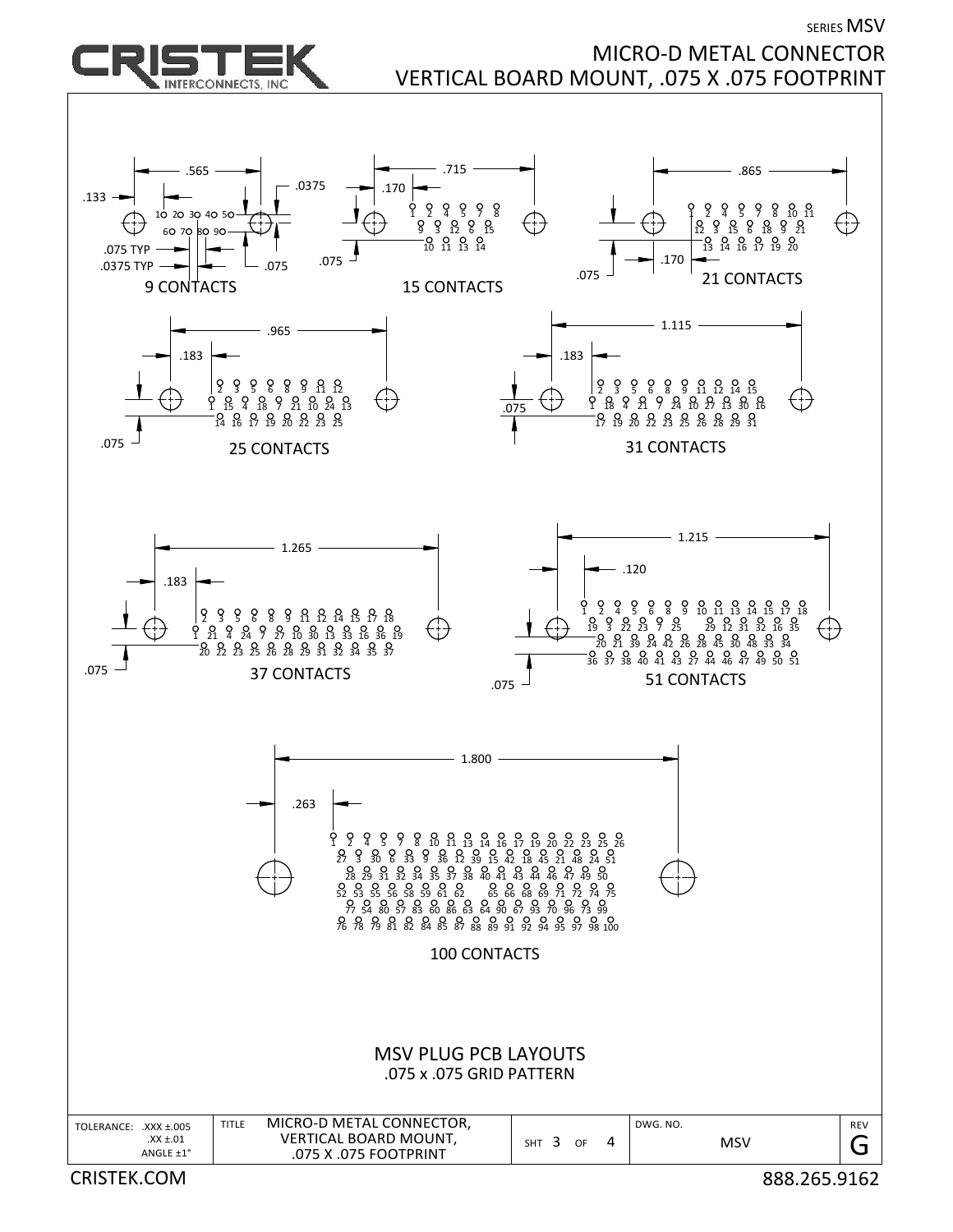SERIES MSV

# MICRO-D METAL CONNECTOR
## VERTICAL BOARD MOUNT, .075 X .075 FOOTPRINT

**9 CONTACTS**

.565, .133, .0375, .075 TYP, .0375 TYP, .075

Row 1: 1 2 3 4 5
Row 2: 6 7 8 9

**15 CONTACTS**

.715, .170, .075

Row 1: 1 2 4 5 7 8
Row 2: 9 3 12 6 15
Row 3: 10 11 13 14

**21 CONTACTS**

.865, .170, .075

Row 1: 1 2 4 5 7 8 10 11
Row 2: 12 3 15 6 18 9 21
Row 3: 13 14 16 17 19 20

**25 CONTACTS**

.965, .183, .075

Row 1: 2 3 5 6 8 9 11 12
Row 2: 1 15 4 18 7 21 10 24 13
Row 3: 14 16 17 19 20 22 23 25

**31 CONTACTS**

1.115, .183, .075

Row 1: 2 3 5 6 8 9 11 12 14 15
Row 2: 1 18 4 21 7 24 10 27 13 30 16
Row 3: 17 19 20 22 23 25 26 28 29 31

**37 CONTACTS**

1.265, .183, .075

Row 1: 2 3 5 6 8 9 11 12 14 15 17 18
Row 2: 1 21 4 24 7 27 10 30 13 33 16 36 19
Row 3: 20 22 23 25 26 28 29 31 32 34 35 37

**51 CONTACTS**

1.215, .120, .075

Row 1: 1 2 4 5 6 8 9 10 11 13 14 15 17 18
Row 2: 19 3 22 23 7 25 29 12 31 32 16 35
Row 3: 20 21 39 24 42 26 28 45 30 48 33 34
Row 4: 36 37 38 40 41 43 27 44 46 47 49 50 51

**100 CONTACTS**

1.800, .263

Row 1: 1 2 4 5 7 8 10 11 13 14 16 17 19 20 22 23 25 26
Row 2: 27 3 30 6 33 9 36 12 39 15 42 18 45 21 48 24 51
Row 3: 28 29 31 32 34 35 37 38 40 41 43 44 46 47 49 50
Row 4: 52 53 55 56 58 59 61 62 65 66 68 69 71 72 74 75
Row 5: 77 54 80 57 83 60 86 63 64 90 67 93 70 96 73 99
Row 6: 76 78 79 81 82 84 85 87 88 89 91 92 94 95 97 98 100

MSV PLUG PCB LAYOUTS
.075 x .075 GRID PATTERN

| TOLERANCE: .XXX ±.005, .XX ±.01, ANGLE ±1° | TITLE: MICRO-D METAL CONNECTOR, VERTICAL BOARD MOUNT, .075 X .075 FOOTPRINT | SHT 3 OF 4 | DWG. NO. MSV | REV G |
|---|---|---|---|---|

CRISTEK.COM 888.265.9162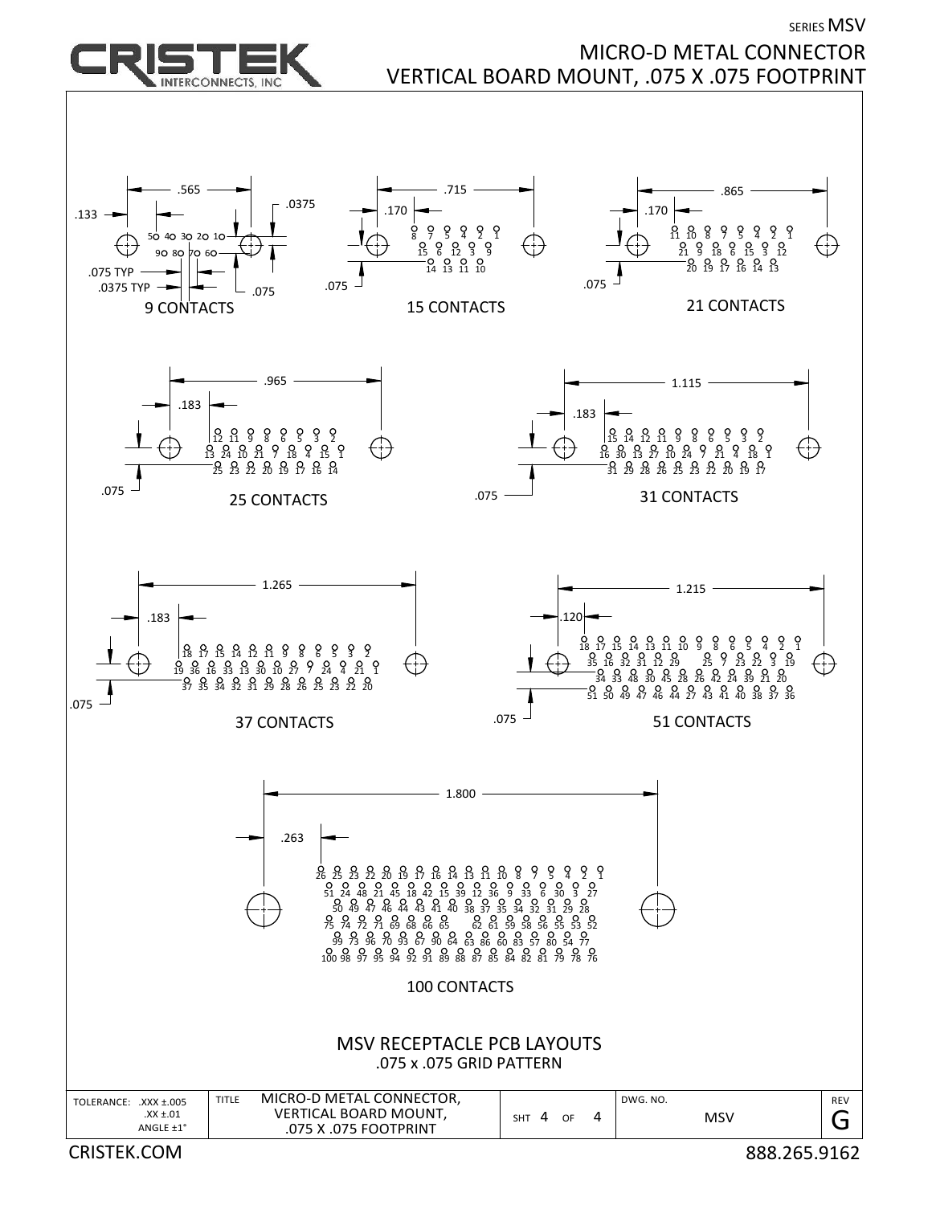SERIES MSV

# MICRO-D METAL CONNECTOR
## VERTICAL BOARD MOUNT, .075 X .075 FOOTPRINT

.565
.133
.0375
5 4 3 2 1
9 8 7 6
.075 TYP
.0375 TYP
.075
9 CONTACTS

.715
.170
8 7 5 4 2 1
15 6 12 3 9
14 13 11 10
.075
15 CONTACTS

.865
.170
11 10 8 7 5 4 2 1
21 9 18 6 15 3 12
20 19 17 16 14 13
.075
21 CONTACTS

.965
.183
12 11 9 8 6 5 3 2
13 24 10 21 7 18 4 15 1
25 23 22 20 19 17 16 14
.075
25 CONTACTS

1.115
.183
15 14 12 11 9 8 6 5 3 2
16 30 13 27 10 24 7 21 4 18 1
31 29 28 26 25 23 22 20 19 17
.075
31 CONTACTS

1.265
.183
18 17 15 14 12 11 9 8 6 5 3 2
19 36 16 33 13 30 10 27 7 24 4 21 1
37 35 34 32 31 29 28 26 25 23 22 20
.075
37 CONTACTS

1.215
.120
18 17 15 14 13 11 10 9 8 6 5 4 2 1
35 16 32 31 12 29 25 7 23 22 3 19
34 33 48 30 45 28 26 42 24 39 21 20
51 50 49 47 46 44 27 43 41 40 38 37 36
.075
51 CONTACTS

1.800
.263
26 25 23 22 20 19 17 16 14 13 11 10 8 7 5 4 2 1
51 24 48 21 45 18 42 15 39 12 36 9 33 6 30 3 27
50 49 47 46 44 43 41 40 38 37 35 34 32 31 29 28
75 74 72 71 69 68 66 65 62 61 59 58 56 55 53 52
99 73 96 70 93 67 90 64 63 86 60 83 57 80 54 77
100 98 97 95 94 92 91 89 88 87 85 84 82 81 79 78 76
100 CONTACTS

MSV RECEPTACLE PCB LAYOUTS
.075 x .075 GRID PATTERN

| TOLERANCE: .XXX ±.005 .XX ±.01 ANGLE ±1° | TITLE MICRO-D METAL CONNECTOR, VERTICAL BOARD MOUNT, .075 X .075 FOOTPRINT | SHT 4 OF 4 | DWG. NO. MSV | REV G |
|---|---|---|---|---|

CRISTEK.COM    888.265.9162